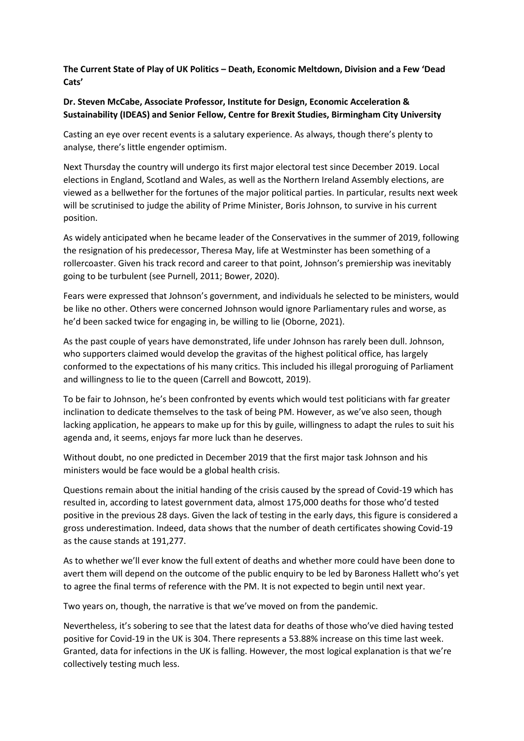**The Current State of Play of UK Politics – Death, Economic Meltdown, Division and a Few 'Dead Cats'**

**Dr. Steven McCabe, Associate Professor, Institute for Design, Economic Acceleration & Sustainability (IDEAS) and Senior Fellow, Centre for Brexit Studies, Birmingham City University**

Casting an eye over recent events is a salutary experience. As always, though there's plenty to analyse, there's little engender optimism.

Next Thursday the country will undergo its first major electoral test since December 2019. Local elections in England, Scotland and Wales, as well as the Northern Ireland Assembly elections, are viewed as a bellwether for the fortunes of the major political parties. In particular, results next week will be scrutinised to judge the ability of Prime Minister, Boris Johnson, to survive in his current position.

As widely anticipated when he became leader of the Conservatives in the summer of 2019, following the resignation of his predecessor, Theresa May, life at Westminster has been something of a rollercoaster. Given his track record and career to that point, Johnson's premiership was inevitably going to be turbulent (see Purnell, 2011; Bower, 2020).

Fears were expressed that Johnson's government, and individuals he selected to be ministers, would be like no other. Others were concerned Johnson would ignore Parliamentary rules and worse, as he'd been sacked twice for engaging in, be willing to lie (Oborne, 2021).

As the past couple of years have demonstrated, life under Johnson has rarely been dull. Johnson, who supporters claimed would develop the gravitas of the highest political office, has largely conformed to the expectations of his many critics. This included his illegal proroguing of Parliament and willingness to lie to the queen (Carrell and Bowcott, 2019).

To be fair to Johnson, he's been confronted by events which would test politicians with far greater inclination to dedicate themselves to the task of being PM. However, as we've also seen, though lacking application, he appears to make up for this by guile, willingness to adapt the rules to suit his agenda and, it seems, enjoys far more luck than he deserves.

Without doubt, no one predicted in December 2019 that the first major task Johnson and his ministers would be face would be a global health crisis.

Questions remain about the initial handing of the crisis caused by the spread of Covid-19 which has resulted in, according to latest government data, almost 175,000 deaths for those who'd tested positive in the previous 28 days. Given the lack of testing in the early days, this figure is considered a gross underestimation. Indeed, data shows that the number of death certificates showing Covid-19 as the cause stands at 191,277.

As to whether we'll ever know the full extent of deaths and whether more could have been done to avert them will depend on the outcome of the public enquiry to be led by Baroness Hallett who's yet to agree the final terms of reference with the PM. It is not expected to begin until next year.

Two years on, though, the narrative is that we've moved on from the pandemic.

Nevertheless, it's sobering to see that the latest data for deaths of those who've died having tested positive for Covid-19 in the UK is 304. There represents a 53.88% increase on this time last week. Granted, data for infections in the UK is falling. However, the most logical explanation is that we're collectively testing much less.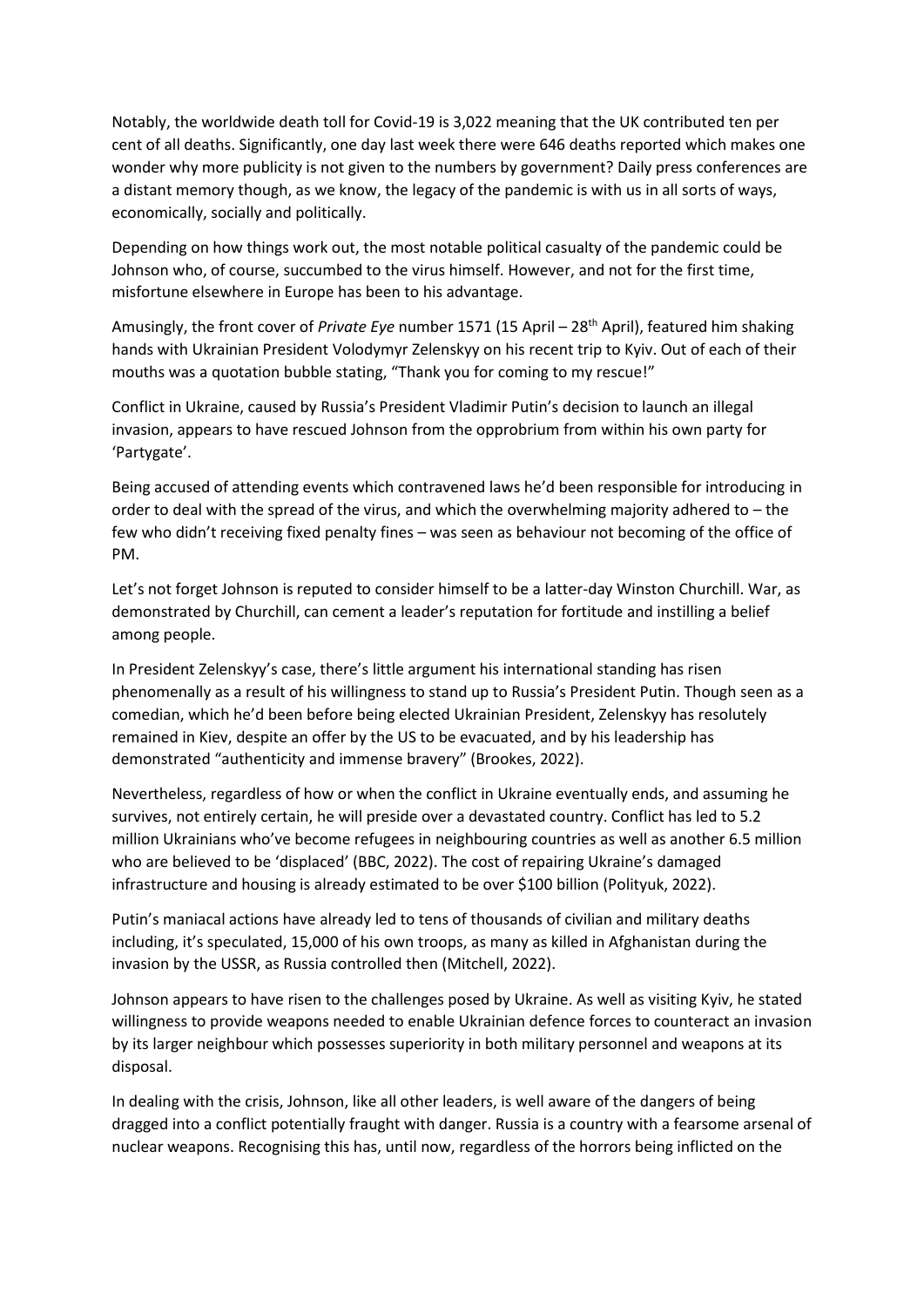Notably, the worldwide death toll for Covid-19 is 3,022 meaning that the UK contributed ten per cent of all deaths. Significantly, one day last week there were 646 deaths reported which makes one wonder why more publicity is not given to the numbers by government? Daily press conferences are a distant memory though, as we know, the legacy of the pandemic is with us in all sorts of ways, economically, socially and politically.

Depending on how things work out, the most notable political casualty of the pandemic could be Johnson who, of course, succumbed to the virus himself. However, and not for the first time, misfortune elsewhere in Europe has been to his advantage.

Amusingly, the front cover of *Private Eye* number 1571 (15 April – 28th April), featured him shaking hands with Ukrainian President Volodymyr Zelenskyy on his recent trip to Kyiv. Out of each of their mouths was a quotation bubble stating, "Thank you for coming to my rescue!"

Conflict in Ukraine, caused by Russia's President Vladimir Putin's decision to launch an illegal invasion, appears to have rescued Johnson from the opprobrium from within his own party for 'Partygate'.

Being accused of attending events which contravened laws he'd been responsible for introducing in order to deal with the spread of the virus, and which the overwhelming majority adhered to – the few who didn't receiving fixed penalty fines – was seen as behaviour not becoming of the office of PM.

Let's not forget Johnson is reputed to consider himself to be a latter-day Winston Churchill. War, as demonstrated by Churchill, can cement a leader's reputation for fortitude and instilling a belief among people.

In President Zelenskyy's case, there's little argument his international standing has risen phenomenally as a result of his willingness to stand up to Russia's President Putin. Though seen as a comedian, which he'd been before being elected Ukrainian President, Zelenskyy has resolutely remained in Kiev, despite an offer by the US to be evacuated, and by his leadership has demonstrated "authenticity and immense bravery" (Brookes, 2022).

Nevertheless, regardless of how or when the conflict in Ukraine eventually ends, and assuming he survives, not entirely certain, he will preside over a devastated country. Conflict has led to 5.2 million Ukrainians who've become refugees in neighbouring countries as well as another 6.5 million who are believed to be 'displaced' (BBC, 2022). The cost of repairing Ukraine's damaged infrastructure and housing is already estimated to be over $100 billion (Polityuk, 2022).

Putin's maniacal actions have already led to tens of thousands of civilian and military deaths including, it's speculated, 15,000 of his own troops, as many as killed in Afghanistan during the invasion by the USSR, as Russia controlled then (Mitchell, 2022).

Johnson appears to have risen to the challenges posed by Ukraine. As well as visiting Kyiv, he stated willingness to provide weapons needed to enable Ukrainian defence forces to counteract an invasion by its larger neighbour which possesses superiority in both military personnel and weapons at its disposal.

In dealing with the crisis, Johnson, like all other leaders, is well aware of the dangers of being dragged into a conflict potentially fraught with danger. Russia is a country with a fearsome arsenal of nuclear weapons. Recognising this has, until now, regardless of the horrors being inflicted on the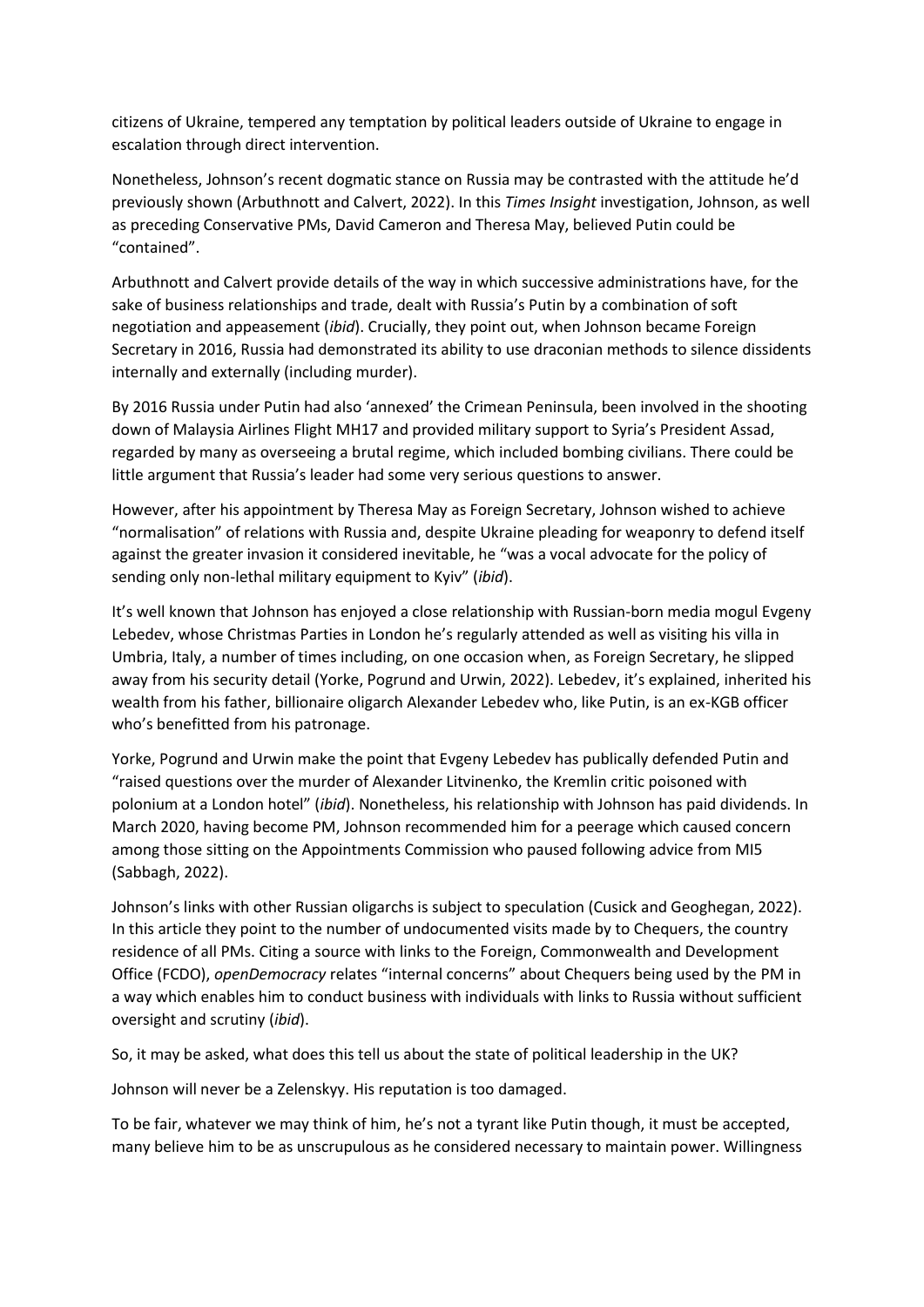citizens of Ukraine, tempered any temptation by political leaders outside of Ukraine to engage in escalation through direct intervention.

Nonetheless, Johnson's recent dogmatic stance on Russia may be contrasted with the attitude he'd previously shown (Arbuthnott and Calvert, 2022). In this *Times Insight* investigation, Johnson, as well as preceding Conservative PMs, David Cameron and Theresa May, believed Putin could be "contained".

Arbuthnott and Calvert provide details of the way in which successive administrations have, for the sake of business relationships and trade, dealt with Russia's Putin by a combination of soft negotiation and appeasement (*ibid*). Crucially, they point out, when Johnson became Foreign Secretary in 2016, Russia had demonstrated its ability to use draconian methods to silence dissidents internally and externally (including murder).

By 2016 Russia under Putin had also 'annexed' the Crimean Peninsula, been involved in the shooting down of Malaysia Airlines Flight MH17 and provided military support to Syria's President Assad, regarded by many as overseeing a brutal regime, which included bombing civilians. There could be little argument that Russia's leader had some very serious questions to answer.

However, after his appointment by Theresa May as Foreign Secretary, Johnson wished to achieve "normalisation" of relations with Russia and, despite Ukraine pleading for weaponry to defend itself against the greater invasion it considered inevitable, he "was a vocal advocate for the policy of sending only non-lethal military equipment to Kyiv" (*ibid*).

It's well known that Johnson has enjoyed a close relationship with Russian-born media mogul Evgeny Lebedev, whose Christmas Parties in London he's regularly attended as well as visiting his villa in Umbria, Italy, a number of times including, on one occasion when, as Foreign Secretary, he slipped away from his security detail (Yorke, Pogrund and Urwin, 2022). Lebedev, it's explained, inherited his wealth from his father, billionaire oligarch Alexander Lebedev who, like Putin, is an ex-KGB officer who's benefitted from his patronage.

Yorke, Pogrund and Urwin make the point that Evgeny Lebedev has publically defended Putin and "raised questions over the murder of Alexander Litvinenko, the Kremlin critic poisoned with polonium at a London hotel" (*ibid*). Nonetheless, his relationship with Johnson has paid dividends. In March 2020, having become PM, Johnson recommended him for a peerage which caused concern among those sitting on the Appointments Commission who paused following advice from MI5 (Sabbagh, 2022).

Johnson's links with other Russian oligarchs is subject to speculation (Cusick and Geoghegan, 2022). In this article they point to the number of undocumented visits made by to Chequers, the country residence of all PMs. Citing a source with links to the Foreign, Commonwealth and Development Office (FCDO), *openDemocracy* relates "internal concerns" about Chequers being used by the PM in a way which enables him to conduct business with individuals with links to Russia without sufficient oversight and scrutiny (*ibid*).

So, it may be asked, what does this tell us about the state of political leadership in the UK?

Johnson will never be a Zelenskyy. His reputation is too damaged.

To be fair, whatever we may think of him, he's not a tyrant like Putin though, it must be accepted, many believe him to be as unscrupulous as he considered necessary to maintain power. Willingness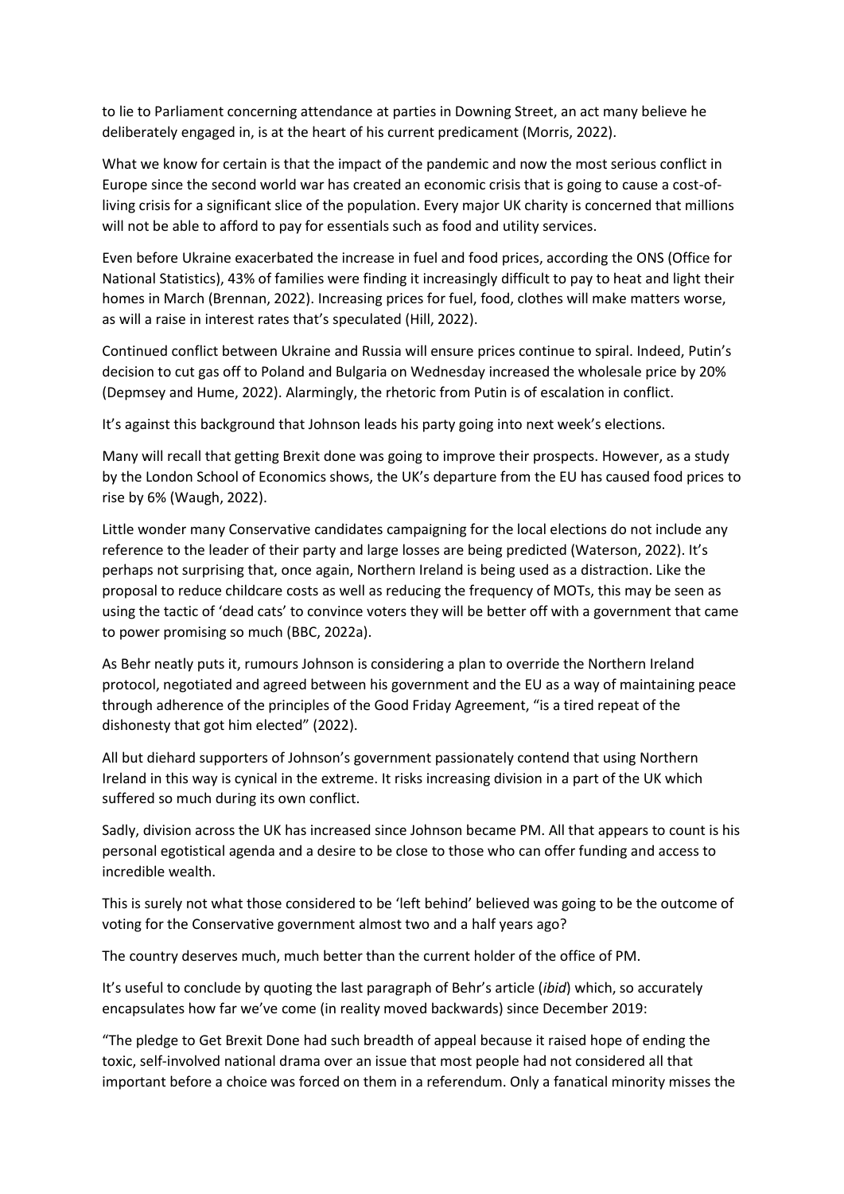to lie to Parliament concerning attendance at parties in Downing Street, an act many believe he deliberately engaged in, is at the heart of his current predicament (Morris, 2022).

What we know for certain is that the impact of the pandemic and now the most serious conflict in Europe since the second world war has created an economic crisis that is going to cause a cost-of-living crisis for a significant slice of the population. Every major UK charity is concerned that millions will not be able to afford to pay for essentials such as food and utility services.

Even before Ukraine exacerbated the increase in fuel and food prices, according the ONS (Office for National Statistics), 43% of families were finding it increasingly difficult to pay to heat and light their homes in March (Brennan, 2022). Increasing prices for fuel, food, clothes will make matters worse, as will a raise in interest rates that's speculated (Hill, 2022).

Continued conflict between Ukraine and Russia will ensure prices continue to spiral. Indeed, Putin's decision to cut gas off to Poland and Bulgaria on Wednesday increased the wholesale price by 20% (Depmsey and Hume, 2022). Alarmingly, the rhetoric from Putin is of escalation in conflict.

It's against this background that Johnson leads his party going into next week's elections.

Many will recall that getting Brexit done was going to improve their prospects. However, as a study by the London School of Economics shows, the UK's departure from the EU has caused food prices to rise by 6% (Waugh, 2022).

Little wonder many Conservative candidates campaigning for the local elections do not include any reference to the leader of their party and large losses are being predicted (Waterson, 2022). It's perhaps not surprising that, once again, Northern Ireland is being used as a distraction. Like the proposal to reduce childcare costs as well as reducing the frequency of MOTs, this may be seen as using the tactic of 'dead cats' to convince voters they will be better off with a government that came to power promising so much (BBC, 2022a).

As Behr neatly puts it, rumours Johnson is considering a plan to override the Northern Ireland protocol, negotiated and agreed between his government and the EU as a way of maintaining peace through adherence of the principles of the Good Friday Agreement, "is a tired repeat of the dishonesty that got him elected" (2022).

All but diehard supporters of Johnson's government passionately contend that using Northern Ireland in this way is cynical in the extreme. It risks increasing division in a part of the UK which suffered so much during its own conflict.

Sadly, division across the UK has increased since Johnson became PM. All that appears to count is his personal egotistical agenda and a desire to be close to those who can offer funding and access to incredible wealth.

This is surely not what those considered to be 'left behind' believed was going to be the outcome of voting for the Conservative government almost two and a half years ago?

The country deserves much, much better than the current holder of the office of PM.

It's useful to conclude by quoting the last paragraph of Behr's article (*ibid*) which, so accurately encapsulates how far we've come (in reality moved backwards) since December 2019:

"The pledge to Get Brexit Done had such breadth of appeal because it raised hope of ending the toxic, self-involved national drama over an issue that most people had not considered all that important before a choice was forced on them in a referendum. Only a fanatical minority misses the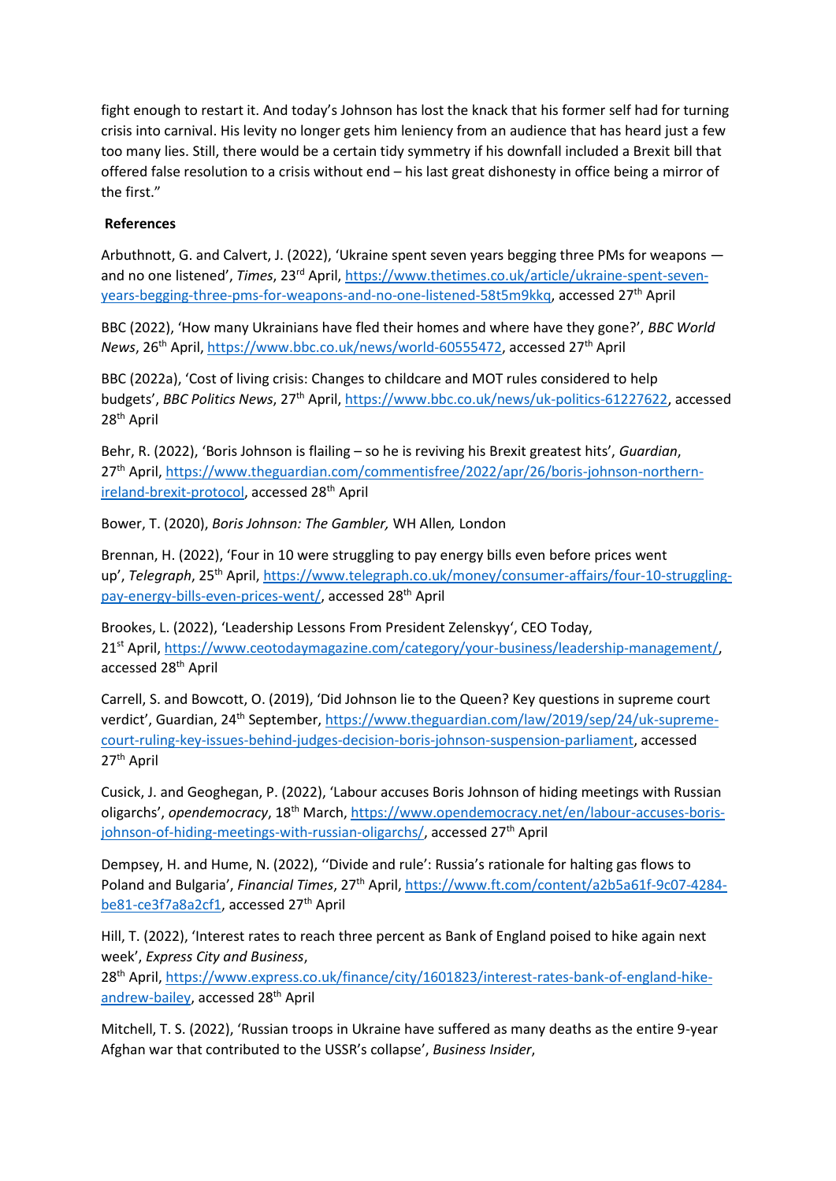fight enough to restart it. And today's Johnson has lost the knack that his former self had for turning crisis into carnival. His levity no longer gets him leniency from an audience that has heard just a few too many lies. Still, there would be a certain tidy symmetry if his downfall included a Brexit bill that offered false resolution to a crisis without end – his last great dishonesty in office being a mirror of the first."

**References**

Arbuthnott, G. and Calvert, J. (2022), 'Ukraine spent seven years begging three PMs for weapons — and no one listened', *Times*, 23rd April, https://www.thetimes.co.uk/article/ukraine-spent-seven-years-begging-three-pms-for-weapons-and-no-one-listened-58t5m9kkq, accessed 27th April

BBC (2022), 'How many Ukrainians have fled their homes and where have they gone?', *BBC World News*, 26th April, https://www.bbc.co.uk/news/world-60555472, accessed 27th April

BBC (2022a), 'Cost of living crisis: Changes to childcare and MOT rules considered to help budgets', *BBC Politics News*, 27th April, https://www.bbc.co.uk/news/uk-politics-61227622, accessed 28th April

Behr, R. (2022), 'Boris Johnson is flailing – so he is reviving his Brexit greatest hits', *Guardian*, 27th April, https://www.theguardian.com/commentisfree/2022/apr/26/boris-johnson-northern-ireland-brexit-protocol, accessed 28th April

Bower, T. (2020), *Boris Johnson: The Gambler,* WH Allen*,* London

Brennan, H. (2022), 'Four in 10 were struggling to pay energy bills even before prices went up', *Telegraph*, 25th April, https://www.telegraph.co.uk/money/consumer-affairs/four-10-struggling-pay-energy-bills-even-prices-went/, accessed 28th April

Brookes, L. (2022), 'Leadership Lessons From President Zelenskyy', CEO Today, 21st April, https://www.ceotodaymagazine.com/category/your-business/leadership-management/, accessed 28th April

Carrell, S. and Bowcott, O. (2019), 'Did Johnson lie to the Queen? Key questions in supreme court verdict', Guardian, 24th September, https://www.theguardian.com/law/2019/sep/24/uk-supreme-court-ruling-key-issues-behind-judges-decision-boris-johnson-suspension-parliament, accessed 27th April

Cusick, J. and Geoghegan, P. (2022), 'Labour accuses Boris Johnson of hiding meetings with Russian oligarchs', *opendemocracy*, 18th March, https://www.opendemocracy.net/en/labour-accuses-boris-johnson-of-hiding-meetings-with-russian-oligarchs/, accessed 27th April

Dempsey, H. and Hume, N. (2022), ''Divide and rule': Russia's rationale for halting gas flows to Poland and Bulgaria', *Financial Times*, 27th April, https://www.ft.com/content/a2b5a61f-9c07-4284-be81-ce3f7a8a2cf1, accessed 27th April

Hill, T. (2022), 'Interest rates to reach three percent as Bank of England poised to hike again next week', *Express City and Business*, 28th April, https://www.express.co.uk/finance/city/1601823/interest-rates-bank-of-england-hike-andrew-bailey, accessed 28th April

Mitchell, T. S. (2022), 'Russian troops in Ukraine have suffered as many deaths as the entire 9-year Afghan war that contributed to the USSR's collapse', *Business Insider*,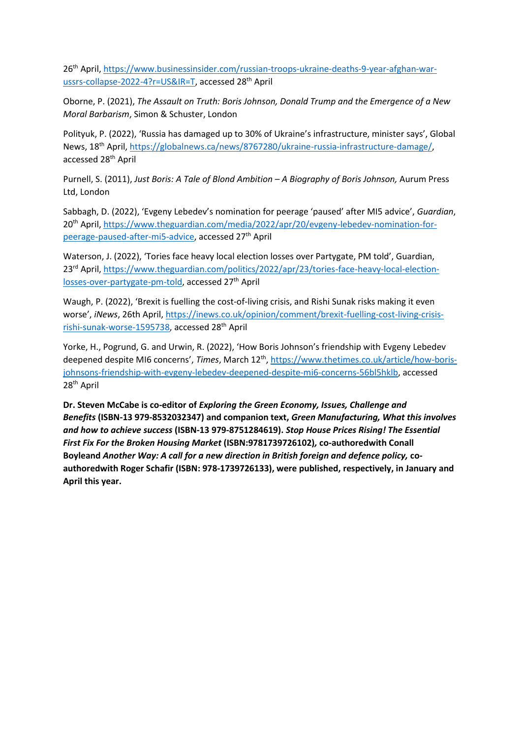26th April, https://www.businessinsider.com/russian-troops-ukraine-deaths-9-year-afghan-war-ussrs-collapse-2022-4?r=US&IR=T, accessed 28th April

Oborne, P. (2021), *The Assault on Truth: Boris Johnson, Donald Trump and the Emergence of a New Moral Barbarism*, Simon & Schuster, London

Polityuk, P. (2022), 'Russia has damaged up to 30% of Ukraine's infrastructure, minister says', Global News, 18th April, https://globalnews.ca/news/8767280/ukraine-russia-infrastructure-damage/, accessed 28th April

Purnell, S. (2011), *Just Boris: A Tale of Blond Ambition – A Biography of Boris Johnson,* Aurum Press Ltd, London

Sabbagh, D. (2022), 'Evgeny Lebedev's nomination for peerage 'paused' after MI5 advice', *Guardian*, 20th April, https://www.theguardian.com/media/2022/apr/20/evgeny-lebedev-nomination-for-peerage-paused-after-mi5-advice, accessed 27th April

Waterson, J. (2022), 'Tories face heavy local election losses over Partygate, PM told', Guardian, 23rd April, https://www.theguardian.com/politics/2022/apr/23/tories-face-heavy-local-election-losses-over-partygate-pm-told, accessed 27th April

Waugh, P. (2022), 'Brexit is fuelling the cost-of-living crisis, and Rishi Sunak risks making it even worse', *iNews*, 26th April, https://inews.co.uk/opinion/comment/brexit-fuelling-cost-living-crisis-rishi-sunak-worse-1595738, accessed 28th April

Yorke, H., Pogrund, G. and Urwin, R. (2022), 'How Boris Johnson's friendship with Evgeny Lebedev deepened despite MI6 concerns', *Times*, March 12th, https://www.thetimes.co.uk/article/how-boris-johnsons-friendship-with-evgeny-lebedev-deepened-despite-mi6-concerns-56bl5hklb, accessed 28th April

**Dr. Steven McCabe is co-editor of *Exploring the Green Economy, Issues, Challenge and Benefits* (ISBN-13 979-8532032347) and companion text, *Green Manufacturing, What this involves and how to achieve success* (ISBN-13 979-8751284619). *Stop House Prices Rising! The Essential First Fix For the Broken Housing Market* (ISBN:9781739726102), co-authoredwith Conall Boyleand *Another Way: A call for a new direction in British foreign and defence policy,* co-authoredwith Roger Schafir (ISBN: 978-1739726133), were published, respectively, in January and April this year.**